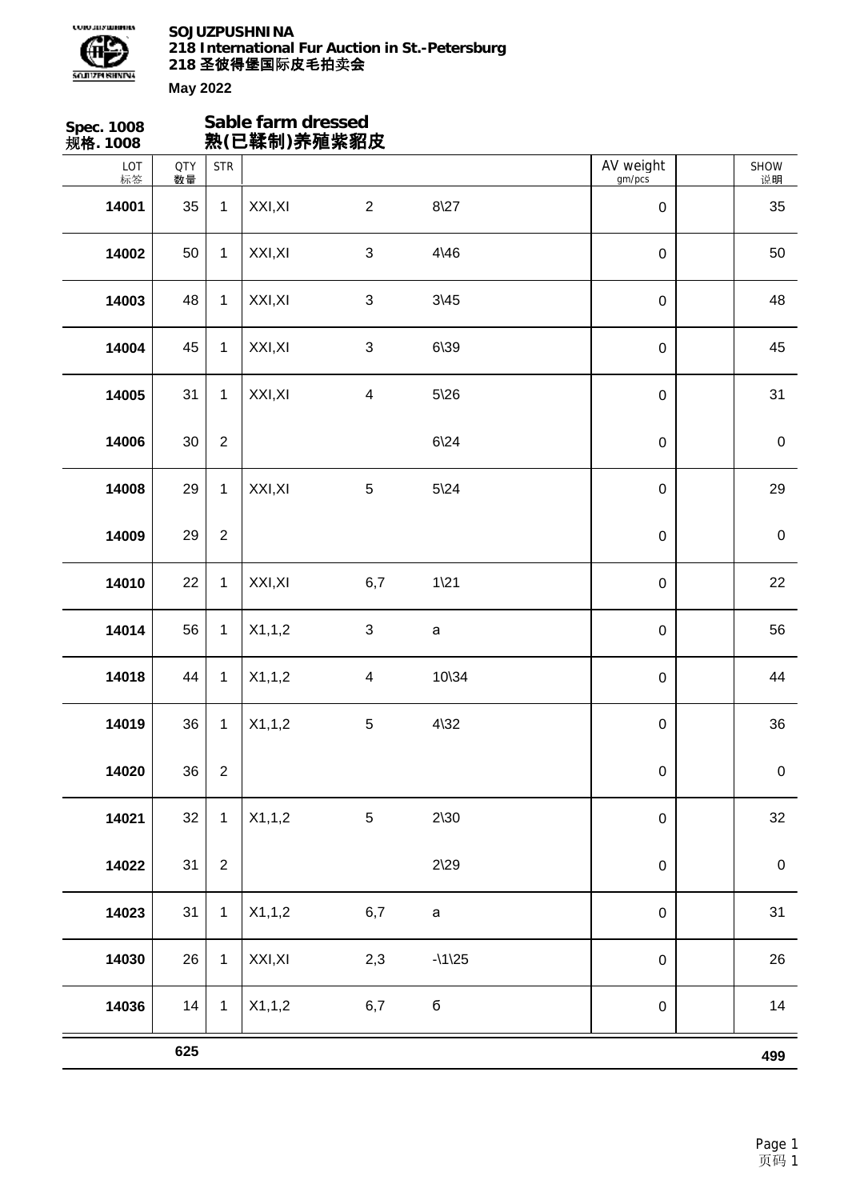**SOJUZPUSHNINA**
**218 International Fur Auction in St.-Petersburg**
**218 圣彼得堡国际皮毛拍卖会**
**May 2022**

**Spec. 1008**
**规格. 1008**

## Sable farm dressed
## 熟(已鞣制)养殖紫貂皮

| LOT 标签 | QTY 数量 | STR | | | | AV weight gm/pcs | | SHOW 说明 |
|---|---|---|---|---|---|---|---|---|
| 14001 | 35 | 1 | XXI,XI | 2 | 8\27 | 0 | | 35 |
| 14002 | 50 | 1 | XXI,XI | 3 | 4\46 | 0 | | 50 |
| 14003 | 48 | 1 | XXI,XI | 3 | 3\45 | 0 | | 48 |
| 14004 | 45 | 1 | XXI,XI | 3 | 6\39 | 0 | | 45 |
| 14005 | 31 | 1 | XXI,XI | 4 | 5\26 | 0 | | 31 |
| 14006 | 30 | 2 | | | 6\24 | 0 | | 0 |
| 14008 | 29 | 1 | XXI,XI | 5 | 5\24 | 0 | | 29 |
| 14009 | 29 | 2 | | | | 0 | | 0 |
| 14010 | 22 | 1 | XXI,XI | 6,7 | 1\21 | 0 | | 22 |
| 14014 | 56 | 1 | X1,1,2 | 3 | a | 0 | | 56 |
| 14018 | 44 | 1 | X1,1,2 | 4 | 10\34 | 0 | | 44 |
| 14019 | 36 | 1 | X1,1,2 | 5 | 4\32 | 0 | | 36 |
| 14020 | 36 | 2 | | | | 0 | | 0 |
| 14021 | 32 | 1 | X1,1,2 | 5 | 2\30 | 0 | | 32 |
| 14022 | 31 | 2 | | | 2\29 | 0 | | 0 |
| 14023 | 31 | 1 | X1,1,2 | 6,7 | a | 0 | | 31 |
| 14030 | 26 | 1 | XXI,XI | 2,3 | -\1\25 | 0 | | 26 |
| 14036 | 14 | 1 | X1,1,2 | 6,7 | б | 0 | | 14 |
| | 625 | | | | | | | 499 |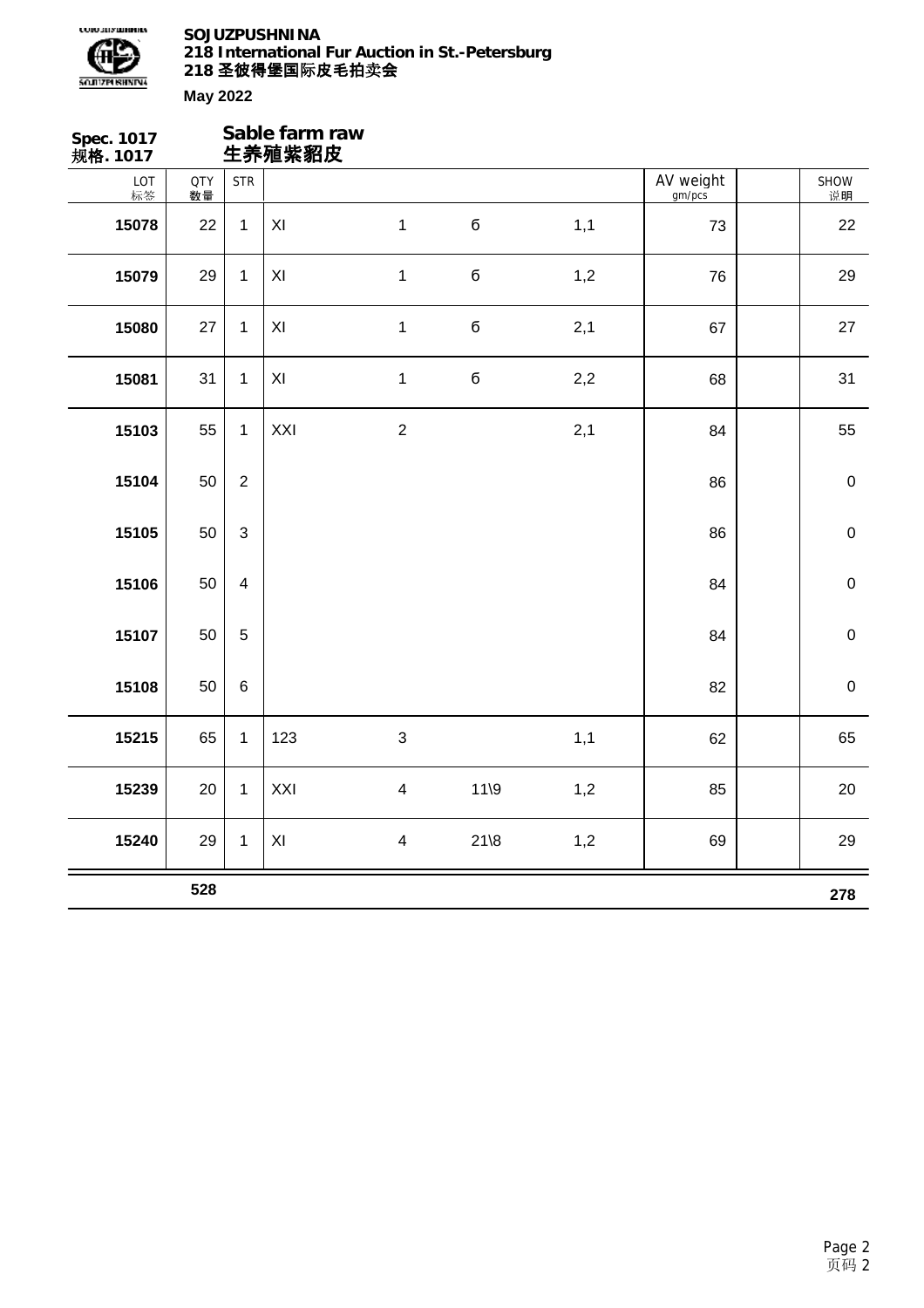**SOJUZPUSHNINA**
**218 International Fur Auction in St.-Petersburg**
**218 圣彼得堡国际皮毛拍卖会**
**May 2022**

## Spec. 1017 规格. 1017 — Sable farm raw 生养殖紫貂皮

| LOT 标签 | QTY 数量 | STR | | | | | AV weight gm/pcs | | SHOW 说明 |
|---|---|---|---|---|---|---|---|---|---|
| **15078** | 22 | 1 | XI | 1 | б | 1,1 | 73 | | 22 |
| **15079** | 29 | 1 | XI | 1 | б | 1,2 | 76 | | 29 |
| **15080** | 27 | 1 | XI | 1 | б | 2,1 | 67 | | 27 |
| **15081** | 31 | 1 | XI | 1 | б | 2,2 | 68 | | 31 |
| **15103** | 55 | 1 | XXI | 2 | | 2,1 | 84 | | 55 |
| **15104** | 50 | 2 | | | | | 86 | | 0 |
| **15105** | 50 | 3 | | | | | 86 | | 0 |
| **15106** | 50 | 4 | | | | | 84 | | 0 |
| **15107** | 50 | 5 | | | | | 84 | | 0 |
| **15108** | 50 | 6 | | | | | 82 | | 0 |
| **15215** | 65 | 1 | 123 | 3 | | 1,1 | 62 | | 65 |
| **15239** | 20 | 1 | XXI | 4 | 11\9 | 1,2 | 85 | | 20 |
| **15240** | 29 | 1 | XI | 4 | 21\8 | 1,2 | 69 | | 29 |
| | **528** | | | | | | | | **278** |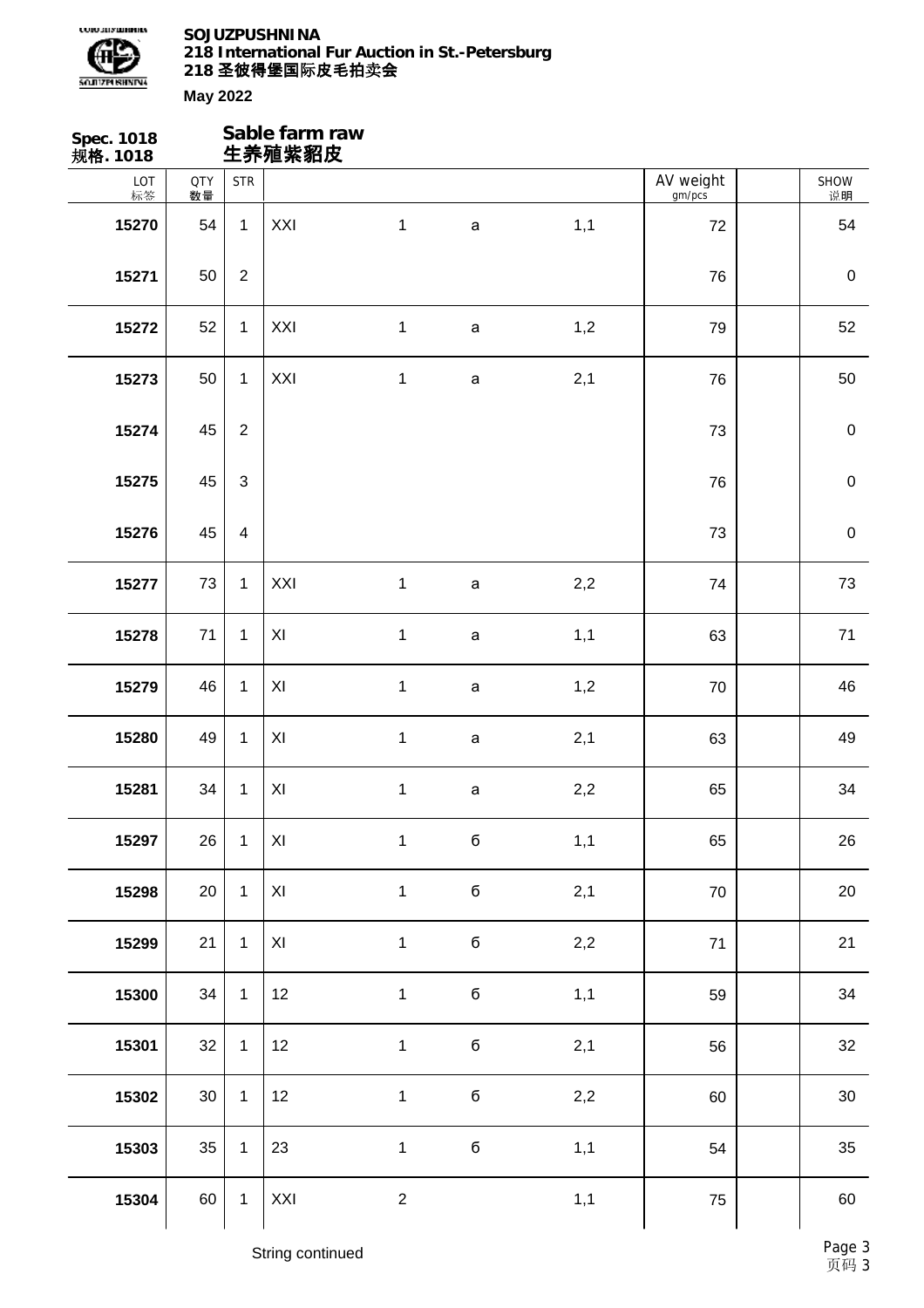**SOJUZPUSHNINA**
**218 International Fur Auction in St.-Petersburg**
**218 圣彼得堡国际皮毛拍卖会**

**May 2022**

**Spec. 1018**
**规格. 1018**

## Sable farm raw
## 生养殖紫貂皮

| LOT 标签 | QTY 数量 | STR | | | | | AV weight gm/pcs | | SHOW 说明 |
|---|---|---|---|---|---|---|---|---|---|
| **15270** | 54 | 1 | XXI | 1 | a | 1,1 | 72 | | 54 |
| **15271** | 50 | 2 | | | | | 76 | | 0 |
| **15272** | 52 | 1 | XXI | 1 | a | 1,2 | 79 | | 52 |
| **15273** | 50 | 1 | XXI | 1 | a | 2,1 | 76 | | 50 |
| **15274** | 45 | 2 | | | | | 73 | | 0 |
| **15275** | 45 | 3 | | | | | 76 | | 0 |
| **15276** | 45 | 4 | | | | | 73 | | 0 |
| **15277** | 73 | 1 | XXI | 1 | a | 2,2 | 74 | | 73 |
| **15278** | 71 | 1 | XI | 1 | a | 1,1 | 63 | | 71 |
| **15279** | 46 | 1 | XI | 1 | a | 1,2 | 70 | | 46 |
| **15280** | 49 | 1 | XI | 1 | a | 2,1 | 63 | | 49 |
| **15281** | 34 | 1 | XI | 1 | a | 2,2 | 65 | | 34 |
| **15297** | 26 | 1 | XI | 1 | б | 1,1 | 65 | | 26 |
| **15298** | 20 | 1 | XI | 1 | б | 2,1 | 70 | | 20 |
| **15299** | 21 | 1 | XI | 1 | б | 2,2 | 71 | | 21 |
| **15300** | 34 | 1 | 12 | 1 | б | 1,1 | 59 | | 34 |
| **15301** | 32 | 1 | 12 | 1 | б | 2,1 | 56 | | 32 |
| **15302** | 30 | 1 | 12 | 1 | б | 2,2 | 60 | | 30 |
| **15303** | 35 | 1 | 23 | 1 | б | 1,1 | 54 | | 35 |
| **15304** | 60 | 1 | XXI | 2 | | 1,1 | 75 | | 60 |

String continued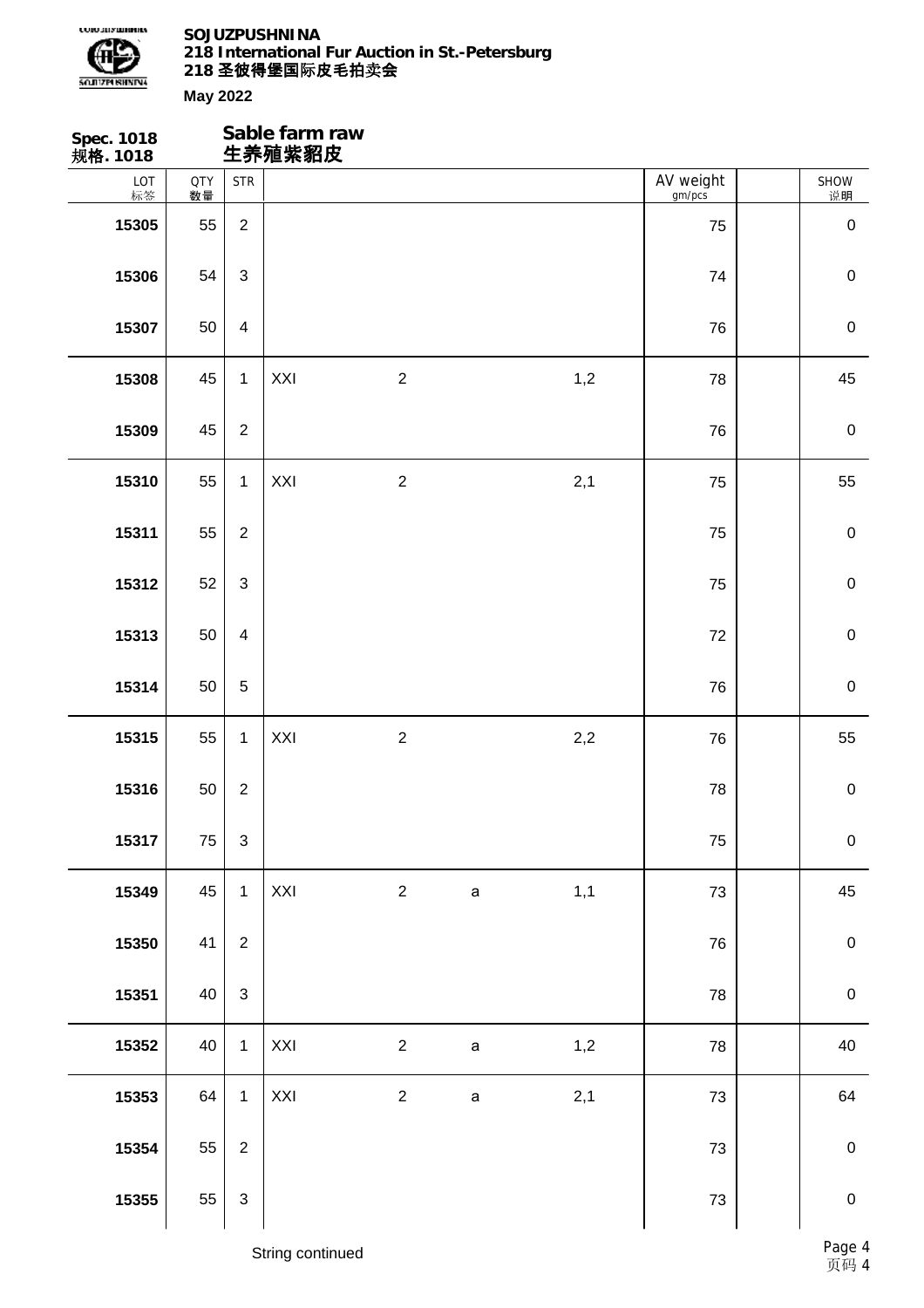**SOJUZPUSHNINA**
**218 International Fur Auction in St.-Petersburg**
**218 圣彼得堡国际皮毛拍卖会**

**May 2022**

**Spec. 1018**
**规格. 1018**

**Sable farm raw**
**生养殖紫貂皮**

| LOT 标签 | QTY 数量 | STR | | | | | AV weight gm/pcs | | SHOW 说明 |
|---|---|---|---|---|---|---|---|---|---|
| 15305 | 55 | 2 | | | | | 75 | | 0 |
| 15306 | 54 | 3 | | | | | 74 | | 0 |
| 15307 | 50 | 4 | | | | | 76 | | 0 |
| 15308 | 45 | 1 | XXI | 2 | | 1,2 | 78 | | 45 |
| 15309 | 45 | 2 | | | | | 76 | | 0 |
| 15310 | 55 | 1 | XXI | 2 | | 2,1 | 75 | | 55 |
| 15311 | 55 | 2 | | | | | 75 | | 0 |
| 15312 | 52 | 3 | | | | | 75 | | 0 |
| 15313 | 50 | 4 | | | | | 72 | | 0 |
| 15314 | 50 | 5 | | | | | 76 | | 0 |
| 15315 | 55 | 1 | XXI | 2 | | 2,2 | 76 | | 55 |
| 15316 | 50 | 2 | | | | | 78 | | 0 |
| 15317 | 75 | 3 | | | | | 75 | | 0 |
| 15349 | 45 | 1 | XXI | 2 | a | 1,1 | 73 | | 45 |
| 15350 | 41 | 2 | | | | | 76 | | 0 |
| 15351 | 40 | 3 | | | | | 78 | | 0 |
| 15352 | 40 | 1 | XXI | 2 | a | 1,2 | 78 | | 40 |
| 15353 | 64 | 1 | XXI | 2 | a | 2,1 | 73 | | 64 |
| 15354 | 55 | 2 | | | | | 73 | | 0 |
| 15355 | 55 | 3 | | | | | 73 | | 0 |

String continued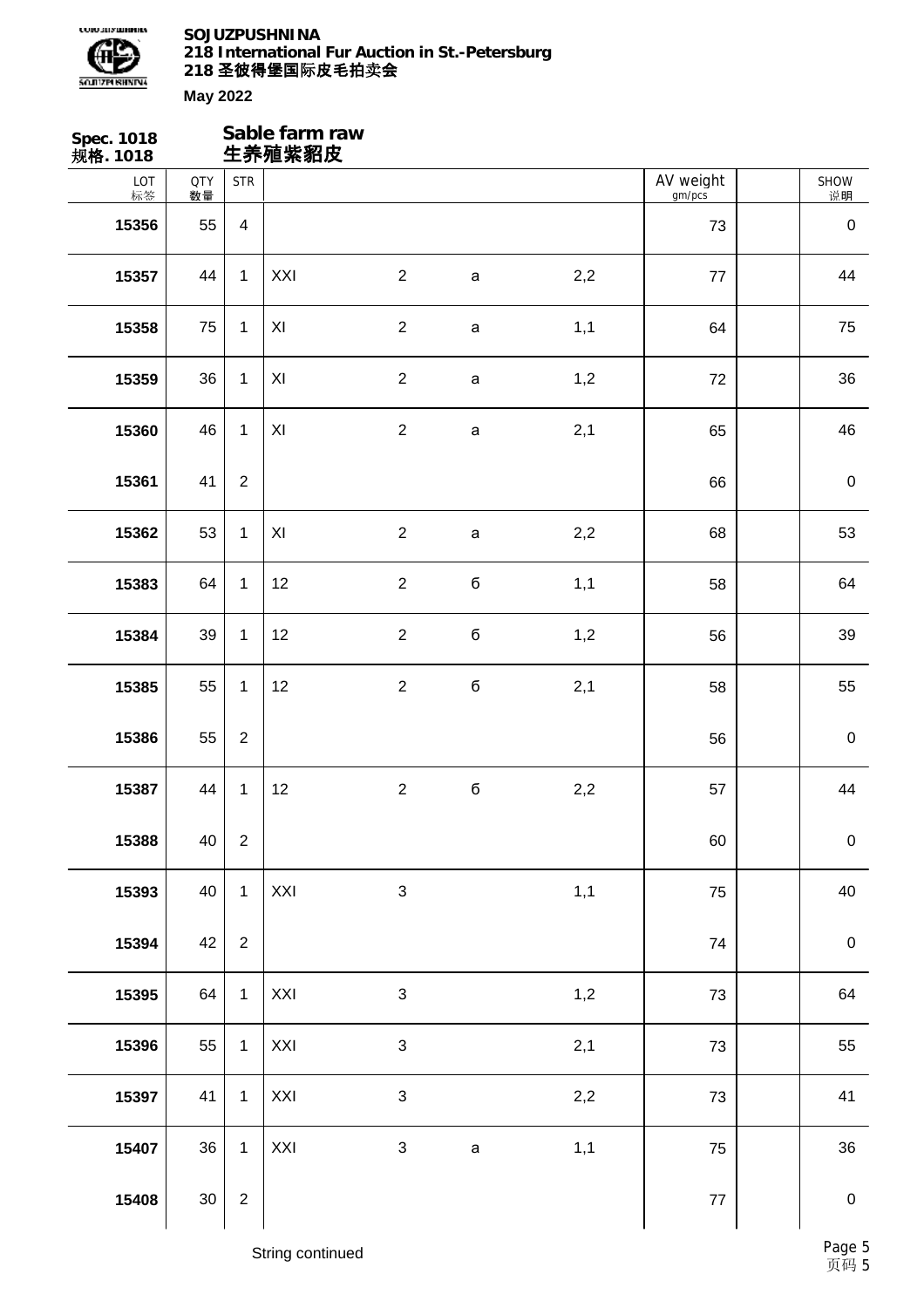**SOJUZPUSHNINA**
**218 International Fur Auction in St.-Petersburg**
**218 圣彼得堡国际皮毛拍卖会**
**May 2022**

**Spec. 1018**
**规格. 1018**

## Sable farm raw
## 生养殖紫貂皮

| LOT 标签 | QTY 数量 | STR | | | | | AV weight gm/pcs | | SHOW 说明 |
|---|---|---|---|---|---|---|---|---|---|
| **15356** | 55 | 4 | | | | | 73 | | 0 |
| **15357** | 44 | 1 | XXI | 2 | a | 2,2 | 77 | | 44 |
| **15358** | 75 | 1 | XI | 2 | a | 1,1 | 64 | | 75 |
| **15359** | 36 | 1 | XI | 2 | a | 1,2 | 72 | | 36 |
| **15360** | 46 | 1 | XI | 2 | a | 2,1 | 65 | | 46 |
| **15361** | 41 | 2 | | | | | 66 | | 0 |
| **15362** | 53 | 1 | XI | 2 | a | 2,2 | 68 | | 53 |
| **15383** | 64 | 1 | 12 | 2 | б | 1,1 | 58 | | 64 |
| **15384** | 39 | 1 | 12 | 2 | б | 1,2 | 56 | | 39 |
| **15385** | 55 | 1 | 12 | 2 | б | 2,1 | 58 | | 55 |
| **15386** | 55 | 2 | | | | | 56 | | 0 |
| **15387** | 44 | 1 | 12 | 2 | б | 2,2 | 57 | | 44 |
| **15388** | 40 | 2 | | | | | 60 | | 0 |
| **15393** | 40 | 1 | XXI | 3 | | 1,1 | 75 | | 40 |
| **15394** | 42 | 2 | | | | | 74 | | 0 |
| **15395** | 64 | 1 | XXI | 3 | | 1,2 | 73 | | 64 |
| **15396** | 55 | 1 | XXI | 3 | | 2,1 | 73 | | 55 |
| **15397** | 41 | 1 | XXI | 3 | | 2,2 | 73 | | 41 |
| **15407** | 36 | 1 | XXI | 3 | a | 1,1 | 75 | | 36 |
| **15408** | 30 | 2 | | | | | 77 | | 0 |

String continued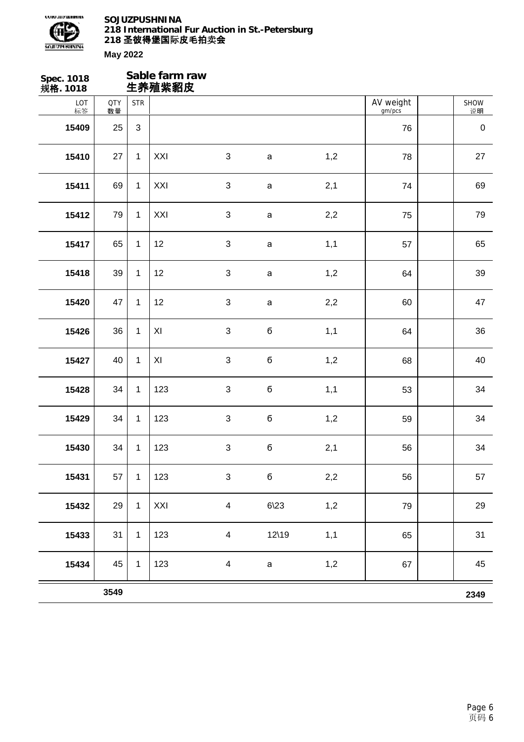**SOJUZPUSHNINA**
**218 International Fur Auction in St.-Petersburg**
**218 圣彼得堡国际皮毛拍卖会**

**May 2022**

**Spec. 1018**
**规格. 1018**

## Sable farm raw
## 生养殖紫貂皮

| LOT 标签 | QTY 数量 | STR | | | | | AV weight gm/pcs | | SHOW 说明 |
|---|---|---|---|---|---|---|---|---|---|
| **15409** | 25 | 3 | | | | | 76 | | 0 |
| **15410** | 27 | 1 | XXI | 3 | a | 1,2 | 78 | | 27 |
| **15411** | 69 | 1 | XXI | 3 | a | 2,1 | 74 | | 69 |
| **15412** | 79 | 1 | XXI | 3 | a | 2,2 | 75 | | 79 |
| **15417** | 65 | 1 | 12 | 3 | a | 1,1 | 57 | | 65 |
| **15418** | 39 | 1 | 12 | 3 | a | 1,2 | 64 | | 39 |
| **15420** | 47 | 1 | 12 | 3 | a | 2,2 | 60 | | 47 |
| **15426** | 36 | 1 | XI | 3 | б | 1,1 | 64 | | 36 |
| **15427** | 40 | 1 | XI | 3 | б | 1,2 | 68 | | 40 |
| **15428** | 34 | 1 | 123 | 3 | б | 1,1 | 53 | | 34 |
| **15429** | 34 | 1 | 123 | 3 | б | 1,2 | 59 | | 34 |
| **15430** | 34 | 1 | 123 | 3 | б | 2,1 | 56 | | 34 |
| **15431** | 57 | 1 | 123 | 3 | б | 2,2 | 56 | | 57 |
| **15432** | 29 | 1 | XXI | 4 | 6\23 | 1,2 | 79 | | 29 |
| **15433** | 31 | 1 | 123 | 4 | 12\19 | 1,1 | 65 | | 31 |
| **15434** | 45 | 1 | 123 | 4 | a | 1,2 | 67 | | 45 |
| | **3549** | | | | | | | | **2349** |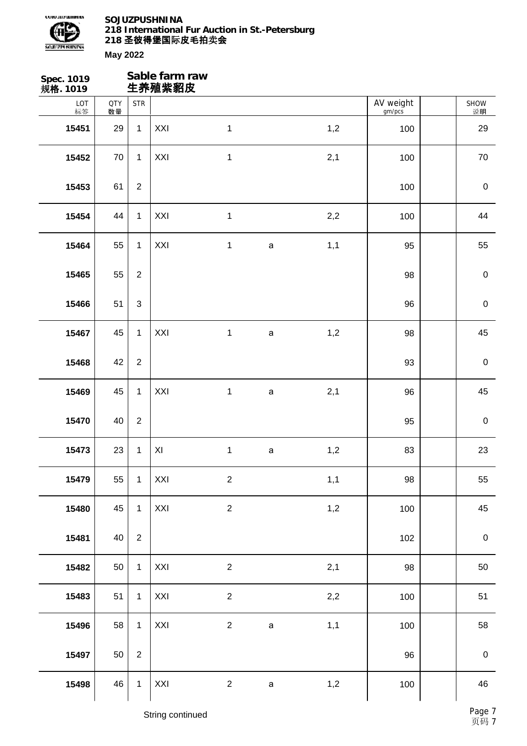**SOJUZPUSHNINA**
**218 International Fur Auction in St.-Petersburg**
**218 圣彼得堡国际皮毛拍卖会**
**May 2022**

**Spec. 1019**
**规格. 1019**

**Sable farm raw**
**生养殖紫貂皮**

| LOT 标签 | QTY 数量 | STR | | | | | AV weight gm/pcs | | SHOW 说明 |
|---|---|---|---|---|---|---|---|---|---|
| 15451 | 29 | 1 | XXI | 1 | | 1,2 | 100 | | 29 |
| 15452 | 70 | 1 | XXI | 1 | | 2,1 | 100 | | 70 |
| 15453 | 61 | 2 | | | | | 100 | | 0 |
| 15454 | 44 | 1 | XXI | 1 | | 2,2 | 100 | | 44 |
| 15464 | 55 | 1 | XXI | 1 | a | 1,1 | 95 | | 55 |
| 15465 | 55 | 2 | | | | | 98 | | 0 |
| 15466 | 51 | 3 | | | | | 96 | | 0 |
| 15467 | 45 | 1 | XXI | 1 | a | 1,2 | 98 | | 45 |
| 15468 | 42 | 2 | | | | | 93 | | 0 |
| 15469 | 45 | 1 | XXI | 1 | a | 2,1 | 96 | | 45 |
| 15470 | 40 | 2 | | | | | 95 | | 0 |
| 15473 | 23 | 1 | XI | 1 | a | 1,2 | 83 | | 23 |
| 15479 | 55 | 1 | XXI | 2 | | 1,1 | 98 | | 55 |
| 15480 | 45 | 1 | XXI | 2 | | 1,2 | 100 | | 45 |
| 15481 | 40 | 2 | | | | | 102 | | 0 |
| 15482 | 50 | 1 | XXI | 2 | | 2,1 | 98 | | 50 |
| 15483 | 51 | 1 | XXI | 2 | | 2,2 | 100 | | 51 |
| 15496 | 58 | 1 | XXI | 2 | a | 1,1 | 100 | | 58 |
| 15497 | 50 | 2 | | | | | 96 | | 0 |
| 15498 | 46 | 1 | XXI | 2 | a | 1,2 | 100 | | 46 |

String continued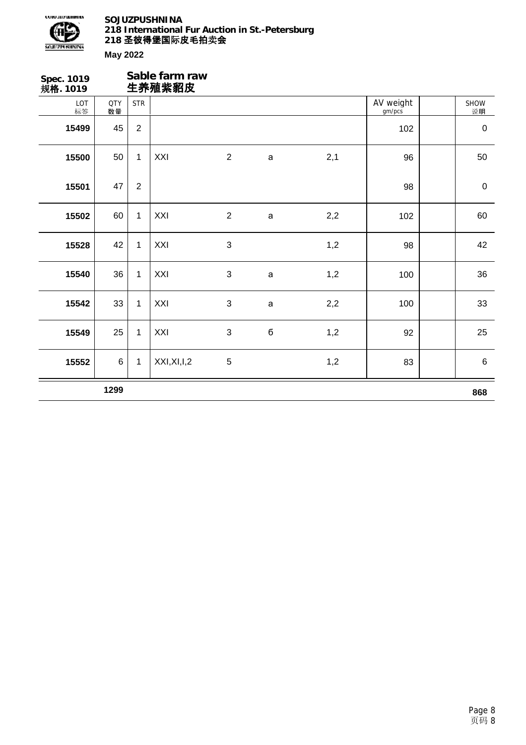**SOJUZPUSHNINA**
**218 International Fur Auction in St.-Petersburg**
**218 圣彼得堡国际皮毛拍卖会**
**May 2022**

## Spec. 1019 规格. 1019 — Sable farm raw 生养殖紫貂皮

| LOT 标签 | QTY 数量 | STR | | | | | AV weight gm/pcs | | SHOW 说明 |
|---|---|---|---|---|---|---|---|---|---|
| **15499** | 45 | 2 | | | | | 102 | | 0 |
| **15500** | 50 | 1 | XXI | 2 | a | 2,1 | 96 | | 50 |
| **15501** | 47 | 2 | | | | | 98 | | 0 |
| **15502** | 60 | 1 | XXI | 2 | a | 2,2 | 102 | | 60 |
| **15528** | 42 | 1 | XXI | 3 | | 1,2 | 98 | | 42 |
| **15540** | 36 | 1 | XXI | 3 | a | 1,2 | 100 | | 36 |
| **15542** | 33 | 1 | XXI | 3 | a | 2,2 | 100 | | 33 |
| **15549** | 25 | 1 | XXI | 3 | б | 1,2 | 92 | | 25 |
| **15552** | 6 | 1 | XXI,XI,I,2 | 5 | | 1,2 | 83 | | 6 |
| | **1299** | | | | | | | | **868** |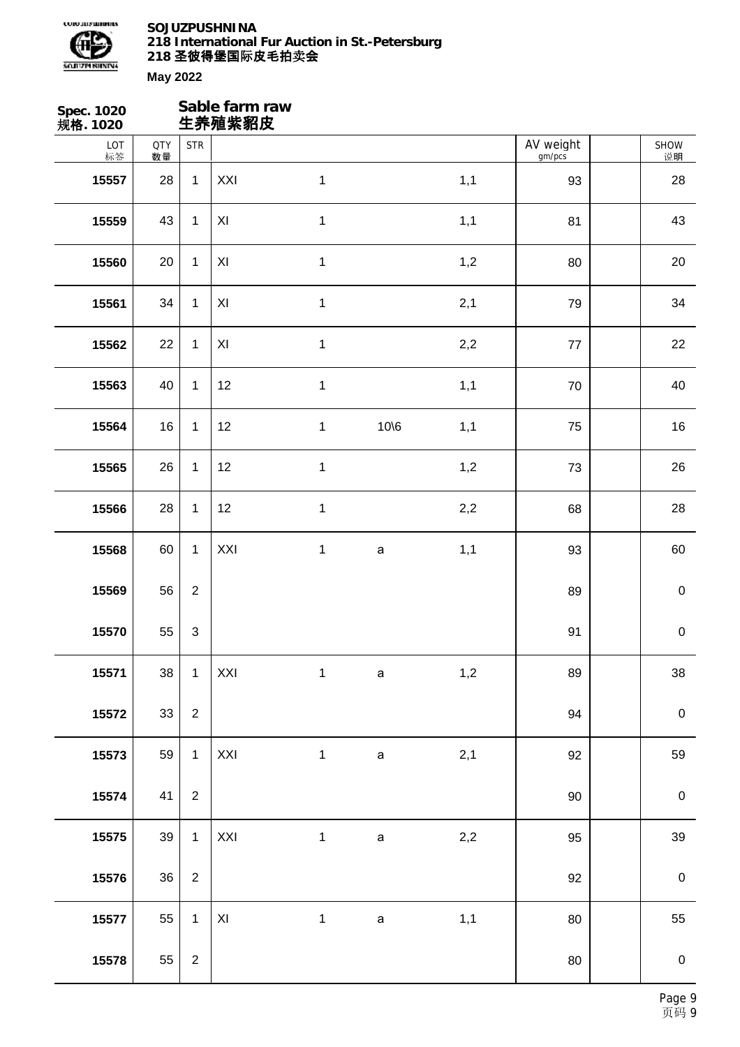**SOJUZPUSHNINA**
**218 International Fur Auction in St.-Petersburg**
**218 圣彼得堡国际皮毛拍卖会**
**May 2022**

**Spec. 1020**
**规格. 1020**

## Sable farm raw
## 生养殖紫貂皮

| LOT 标签 | QTY 数量 | STR | | | | | AV weight gm/pcs | | SHOW 说明 |
|---|---|---|---|---|---|---|---|---|---|
| 15557 | 28 | 1 | XXI | 1 | | 1,1 | 93 | | 28 |
| 15559 | 43 | 1 | XI | 1 | | 1,1 | 81 | | 43 |
| 15560 | 20 | 1 | XI | 1 | | 1,2 | 80 | | 20 |
| 15561 | 34 | 1 | XI | 1 | | 2,1 | 79 | | 34 |
| 15562 | 22 | 1 | XI | 1 | | 2,2 | 77 | | 22 |
| 15563 | 40 | 1 | 12 | 1 | | 1,1 | 70 | | 40 |
| 15564 | 16 | 1 | 12 | 1 | 10\6 | 1,1 | 75 | | 16 |
| 15565 | 26 | 1 | 12 | 1 | | 1,2 | 73 | | 26 |
| 15566 | 28 | 1 | 12 | 1 | | 2,2 | 68 | | 28 |
| 15568 | 60 | 1 | XXI | 1 | a | 1,1 | 93 | | 60 |
| 15569 | 56 | 2 | | | | | 89 | | 0 |
| 15570 | 55 | 3 | | | | | 91 | | 0 |
| 15571 | 38 | 1 | XXI | 1 | a | 1,2 | 89 | | 38 |
| 15572 | 33 | 2 | | | | | 94 | | 0 |
| 15573 | 59 | 1 | XXI | 1 | a | 2,1 | 92 | | 59 |
| 15574 | 41 | 2 | | | | | 90 | | 0 |
| 15575 | 39 | 1 | XXI | 1 | a | 2,2 | 95 | | 39 |
| 15576 | 36 | 2 | | | | | 92 | | 0 |
| 15577 | 55 | 1 | XI | 1 | a | 1,1 | 80 | | 55 |
| 15578 | 55 | 2 | | | | | 80 | | 0 |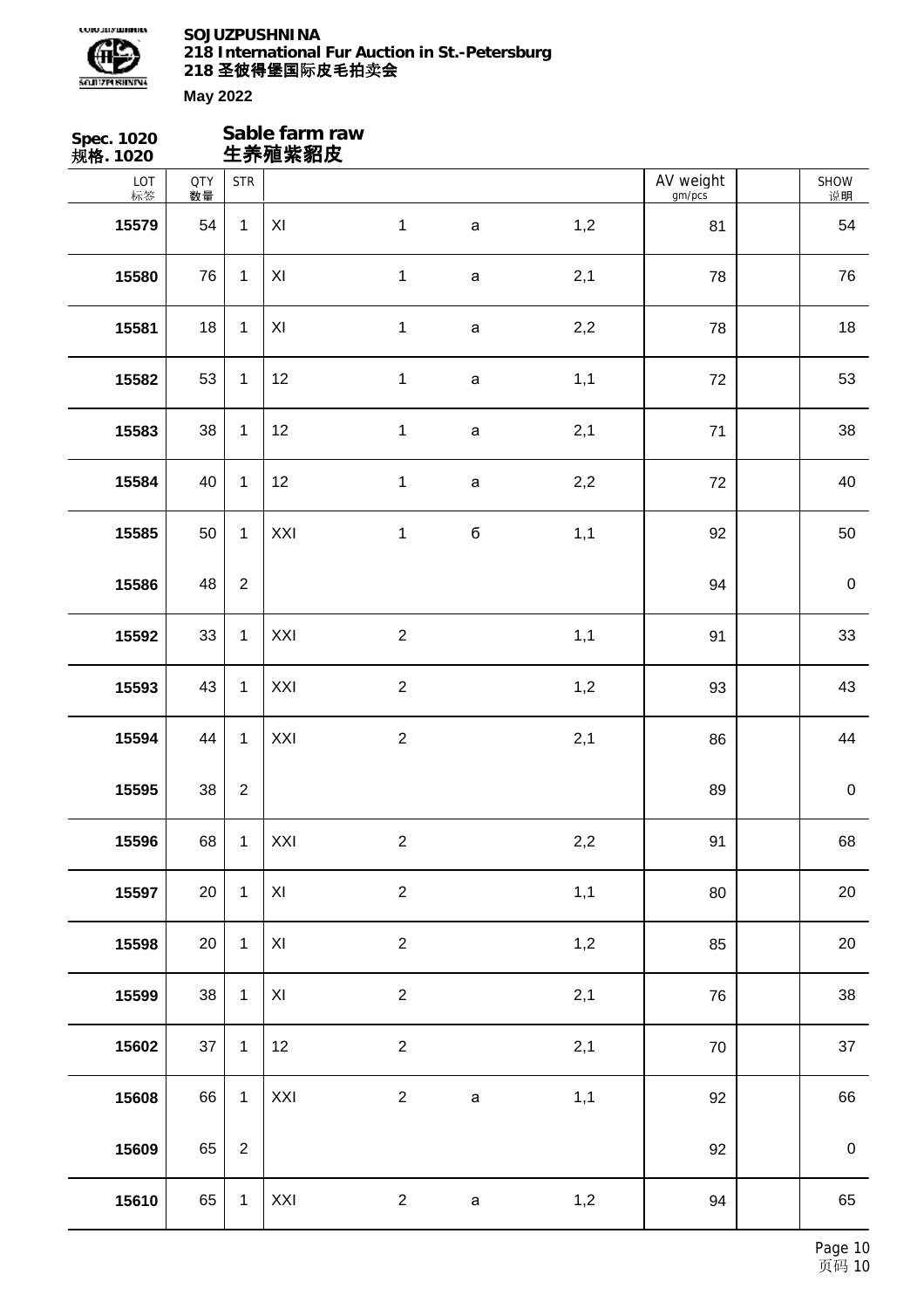**SOJUZPUSHNINA**
**218 International Fur Auction in St.-Petersburg**
**218 圣彼得堡国际皮毛拍卖会**
**May 2022**

**Spec. 1020**
**规格. 1020**

## Sable farm raw
## 生养殖紫貂皮

| LOT 标签 | QTY 数量 | STR | | | | | AV weight gm/pcs | | SHOW 说明 |
|---|---|---|---|---|---|---|---|---|---|
| 15579 | 54 | 1 | XI | 1 | a | 1,2 | 81 | | 54 |
| 15580 | 76 | 1 | XI | 1 | a | 2,1 | 78 | | 76 |
| 15581 | 18 | 1 | XI | 1 | a | 2,2 | 78 | | 18 |
| 15582 | 53 | 1 | 12 | 1 | a | 1,1 | 72 | | 53 |
| 15583 | 38 | 1 | 12 | 1 | a | 2,1 | 71 | | 38 |
| 15584 | 40 | 1 | 12 | 1 | a | 2,2 | 72 | | 40 |
| 15585 | 50 | 1 | XXI | 1 | б | 1,1 | 92 | | 50 |
| 15586 | 48 | 2 | | | | | 94 | | 0 |
| 15592 | 33 | 1 | XXI | 2 | | 1,1 | 91 | | 33 |
| 15593 | 43 | 1 | XXI | 2 | | 1,2 | 93 | | 43 |
| 15594 | 44 | 1 | XXI | 2 | | 2,1 | 86 | | 44 |
| 15595 | 38 | 2 | | | | | 89 | | 0 |
| 15596 | 68 | 1 | XXI | 2 | | 2,2 | 91 | | 68 |
| 15597 | 20 | 1 | XI | 2 | | 1,1 | 80 | | 20 |
| 15598 | 20 | 1 | XI | 2 | | 1,2 | 85 | | 20 |
| 15599 | 38 | 1 | XI | 2 | | 2,1 | 76 | | 38 |
| 15602 | 37 | 1 | 12 | 2 | | 2,1 | 70 | | 37 |
| 15608 | 66 | 1 | XXI | 2 | a | 1,1 | 92 | | 66 |
| 15609 | 65 | 2 | | | | | 92 | | 0 |
| 15610 | 65 | 1 | XXI | 2 | a | 1,2 | 94 | | 65 |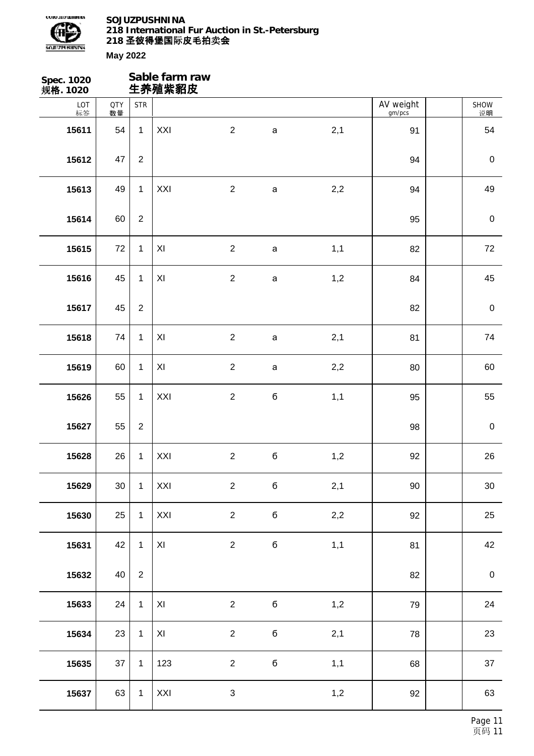**SOJUZPUSHNINA**
**218 International Fur Auction in St.-Petersburg**
**218 圣彼得堡国际皮毛拍卖会**
**May 2022**

**Spec. 1020**
**规格. 1020**

## Sable farm raw
## 生养殖紫貂皮

| LOT 标签 | QTY 数量 | STR | | | | | AV weight gm/pcs | | SHOW 说明 |
|---|---|---|---|---|---|---|---|---|---|
| **15611** | 54 | 1 | XXI | 2 | а | 2,1 | 91 | | 54 |
| **15612** | 47 | 2 | | | | | 94 | | 0 |
| **15613** | 49 | 1 | XXI | 2 | а | 2,2 | 94 | | 49 |
| **15614** | 60 | 2 | | | | | 95 | | 0 |
| **15615** | 72 | 1 | XI | 2 | а | 1,1 | 82 | | 72 |
| **15616** | 45 | 1 | XI | 2 | а | 1,2 | 84 | | 45 |
| **15617** | 45 | 2 | | | | | 82 | | 0 |
| **15618** | 74 | 1 | XI | 2 | а | 2,1 | 81 | | 74 |
| **15619** | 60 | 1 | XI | 2 | а | 2,2 | 80 | | 60 |
| **15626** | 55 | 1 | XXI | 2 | б | 1,1 | 95 | | 55 |
| **15627** | 55 | 2 | | | | | 98 | | 0 |
| **15628** | 26 | 1 | XXI | 2 | б | 1,2 | 92 | | 26 |
| **15629** | 30 | 1 | XXI | 2 | б | 2,1 | 90 | | 30 |
| **15630** | 25 | 1 | XXI | 2 | б | 2,2 | 92 | | 25 |
| **15631** | 42 | 1 | XI | 2 | б | 1,1 | 81 | | 42 |
| **15632** | 40 | 2 | | | | | 82 | | 0 |
| **15633** | 24 | 1 | XI | 2 | б | 1,2 | 79 | | 24 |
| **15634** | 23 | 1 | XI | 2 | б | 2,1 | 78 | | 23 |
| **15635** | 37 | 1 | 123 | 2 | б | 1,1 | 68 | | 37 |
| **15637** | 63 | 1 | XXI | 3 | | 1,2 | 92 | | 63 |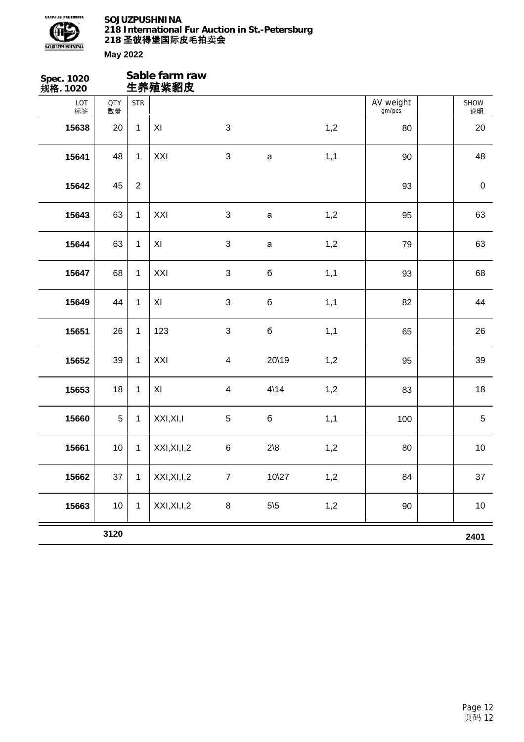**SOJUZPUSHNINA**
**218 International Fur Auction in St.-Petersburg**
**218 圣彼得堡国际皮毛拍卖会**
**May 2022**

**Spec. 1020**
**规格. 1020**

## Sable farm raw
## 生养殖紫貂皮

| LOT 标签 | QTY 数量 | STR | | | | | AV weight gm/pcs | | SHOW 说明 |
|---|---|---|---|---|---|---|---|---|---|
| **15638** | 20 | 1 | XI | 3 | | 1,2 | 80 | | 20 |
| **15641** | 48 | 1 | XXI | 3 | a | 1,1 | 90 | | 48 |
| **15642** | 45 | 2 | | | | | 93 | | 0 |
| **15643** | 63 | 1 | XXI | 3 | a | 1,2 | 95 | | 63 |
| **15644** | 63 | 1 | XI | 3 | a | 1,2 | 79 | | 63 |
| **15647** | 68 | 1 | XXI | 3 | б | 1,1 | 93 | | 68 |
| **15649** | 44 | 1 | XI | 3 | б | 1,1 | 82 | | 44 |
| **15651** | 26 | 1 | 123 | 3 | б | 1,1 | 65 | | 26 |
| **15652** | 39 | 1 | XXI | 4 | 20\19 | 1,2 | 95 | | 39 |
| **15653** | 18 | 1 | XI | 4 | 4\14 | 1,2 | 83 | | 18 |
| **15660** | 5 | 1 | XXI,XI,I | 5 | б | 1,1 | 100 | | 5 |
| **15661** | 10 | 1 | XXI,XI,I,2 | 6 | 2\8 | 1,2 | 80 | | 10 |
| **15662** | 37 | 1 | XXI,XI,I,2 | 7 | 10\27 | 1,2 | 84 | | 37 |
| **15663** | 10 | 1 | XXI,XI,I,2 | 8 | 5\5 | 1,2 | 90 | | 10 |
| | **3120** | | | | | | | | **2401** |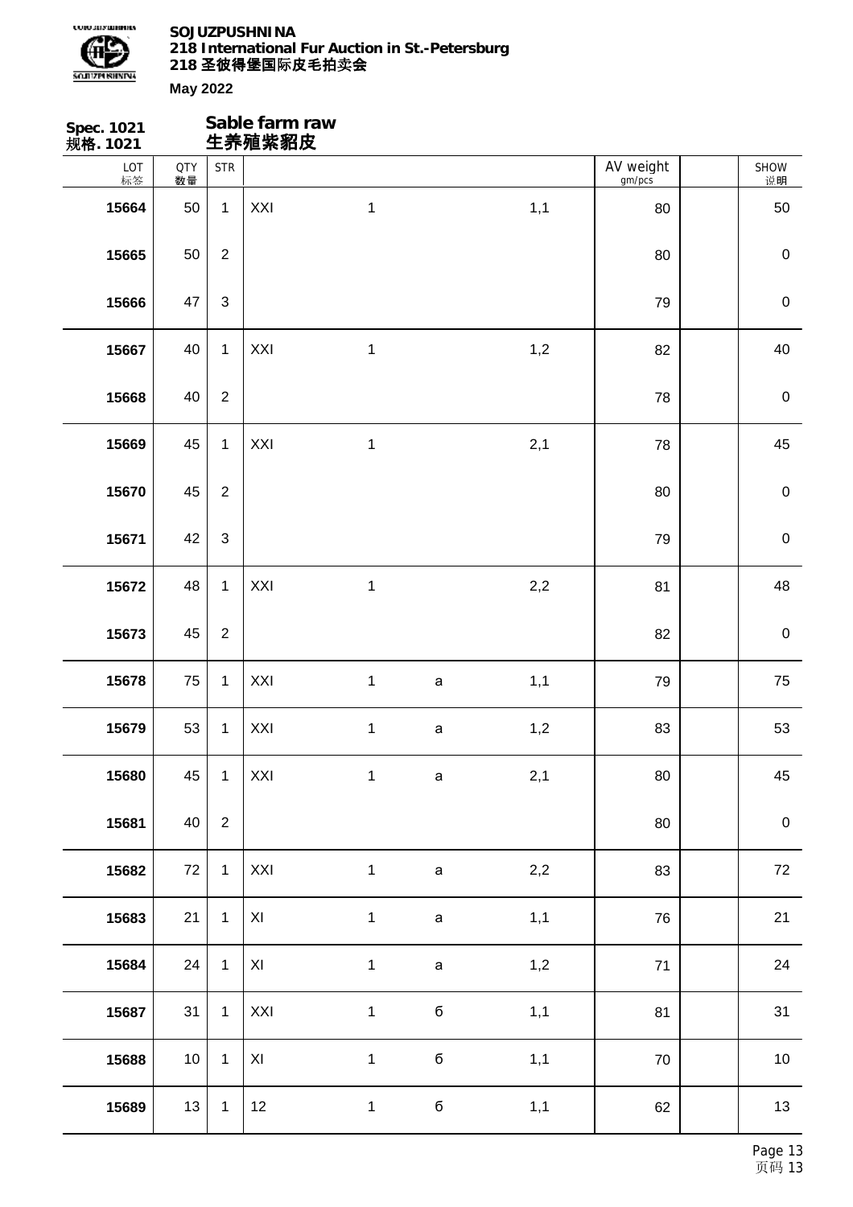**SOJUZPUSHNINA**
**218 International Fur Auction in St.-Petersburg**
**218 圣彼得堡国际皮毛拍卖会**

**May 2022**

**Spec. 1021**
**规格. 1021**

## Sable farm raw
## 生养殖紫貂皮

| LOT 标签 | QTY 数量 | STR | | | | | AV weight gm/pcs | | SHOW 说明 |
|---|---|---|---|---|---|---|---|---|---|
| 15664 | 50 | 1 | XXI | 1 | | 1,1 | 80 | | 50 |
| 15665 | 50 | 2 | | | | | 80 | | 0 |
| 15666 | 47 | 3 | | | | | 79 | | 0 |
| 15667 | 40 | 1 | XXI | 1 | | 1,2 | 82 | | 40 |
| 15668 | 40 | 2 | | | | | 78 | | 0 |
| 15669 | 45 | 1 | XXI | 1 | | 2,1 | 78 | | 45 |
| 15670 | 45 | 2 | | | | | 80 | | 0 |
| 15671 | 42 | 3 | | | | | 79 | | 0 |
| 15672 | 48 | 1 | XXI | 1 | | 2,2 | 81 | | 48 |
| 15673 | 45 | 2 | | | | | 82 | | 0 |
| 15678 | 75 | 1 | XXI | 1 | a | 1,1 | 79 | | 75 |
| 15679 | 53 | 1 | XXI | 1 | a | 1,2 | 83 | | 53 |
| 15680 | 45 | 1 | XXI | 1 | a | 2,1 | 80 | | 45 |
| 15681 | 40 | 2 | | | | | 80 | | 0 |
| 15682 | 72 | 1 | XXI | 1 | a | 2,2 | 83 | | 72 |
| 15683 | 21 | 1 | XI | 1 | a | 1,1 | 76 | | 21 |
| 15684 | 24 | 1 | XI | 1 | a | 1,2 | 71 | | 24 |
| 15687 | 31 | 1 | XXI | 1 | б | 1,1 | 81 | | 31 |
| 15688 | 10 | 1 | XI | 1 | б | 1,1 | 70 | | 10 |
| 15689 | 13 | 1 | 12 | 1 | б | 1,1 | 62 | | 13 |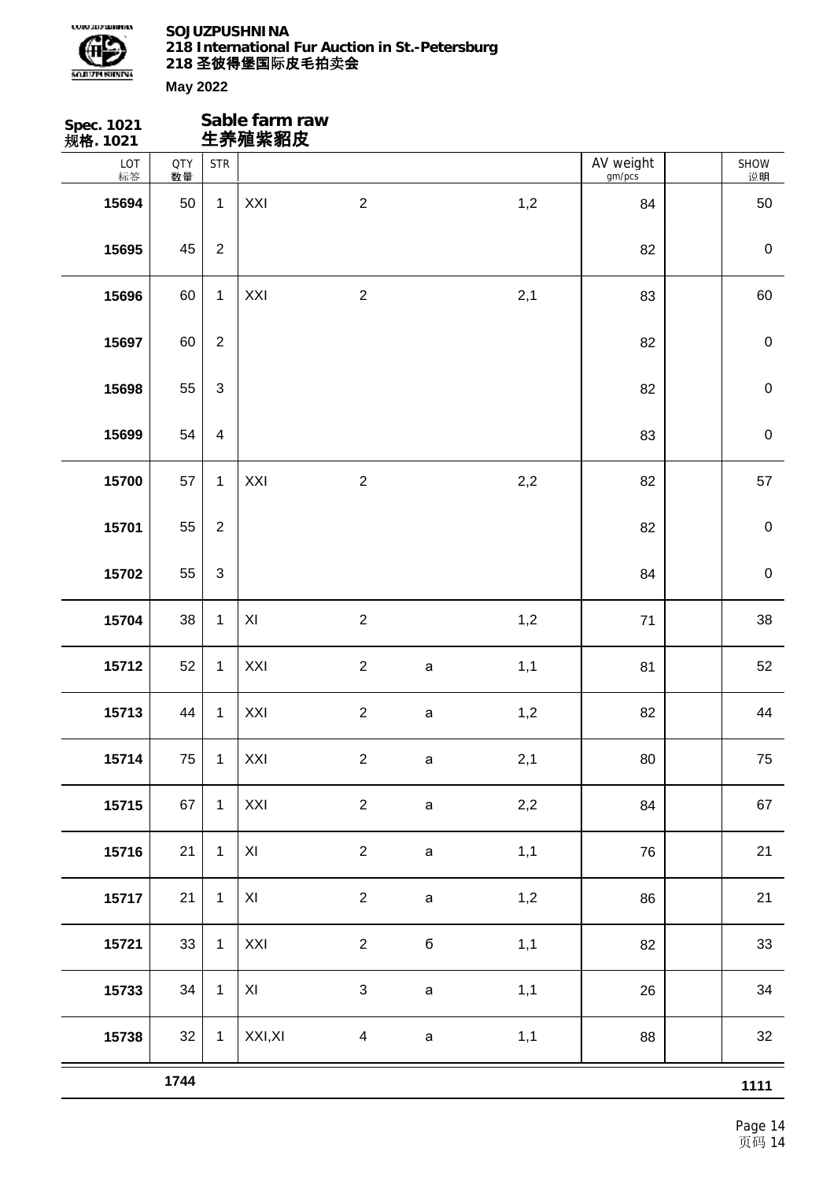**SOJUZPUSHNINA**
**218 International Fur Auction in St.-Petersburg**
**218 圣彼得堡国际皮毛拍卖会**

**May 2022**

**Spec. 1021**
**规格. 1021**

## Sable farm raw
## 生养殖紫貂皮

| LOT 标签 | QTY 数量 | STR | | | | | AV weight gm/pcs | | SHOW 说明 |
|---|---|---|---|---|---|---|---|---|---|
| **15694** | 50 | 1 | XXI | 2 | | 1,2 | 84 | | 50 |
| **15695** | 45 | 2 | | | | | 82 | | 0 |
| **15696** | 60 | 1 | XXI | 2 | | 2,1 | 83 | | 60 |
| **15697** | 60 | 2 | | | | | 82 | | 0 |
| **15698** | 55 | 3 | | | | | 82 | | 0 |
| **15699** | 54 | 4 | | | | | 83 | | 0 |
| **15700** | 57 | 1 | XXI | 2 | | 2,2 | 82 | | 57 |
| **15701** | 55 | 2 | | | | | 82 | | 0 |
| **15702** | 55 | 3 | | | | | 84 | | 0 |
| **15704** | 38 | 1 | XI | 2 | | 1,2 | 71 | | 38 |
| **15712** | 52 | 1 | XXI | 2 | a | 1,1 | 81 | | 52 |
| **15713** | 44 | 1 | XXI | 2 | a | 1,2 | 82 | | 44 |
| **15714** | 75 | 1 | XXI | 2 | a | 2,1 | 80 | | 75 |
| **15715** | 67 | 1 | XXI | 2 | a | 2,2 | 84 | | 67 |
| **15716** | 21 | 1 | XI | 2 | a | 1,1 | 76 | | 21 |
| **15717** | 21 | 1 | XI | 2 | a | 1,2 | 86 | | 21 |
| **15721** | 33 | 1 | XXI | 2 | б | 1,1 | 82 | | 33 |
| **15733** | 34 | 1 | XI | 3 | a | 1,1 | 26 | | 34 |
| **15738** | 32 | 1 | XXI,XI | 4 | a | 1,1 | 88 | | 32 |
| | **1744** | | | | | | | | **1111** |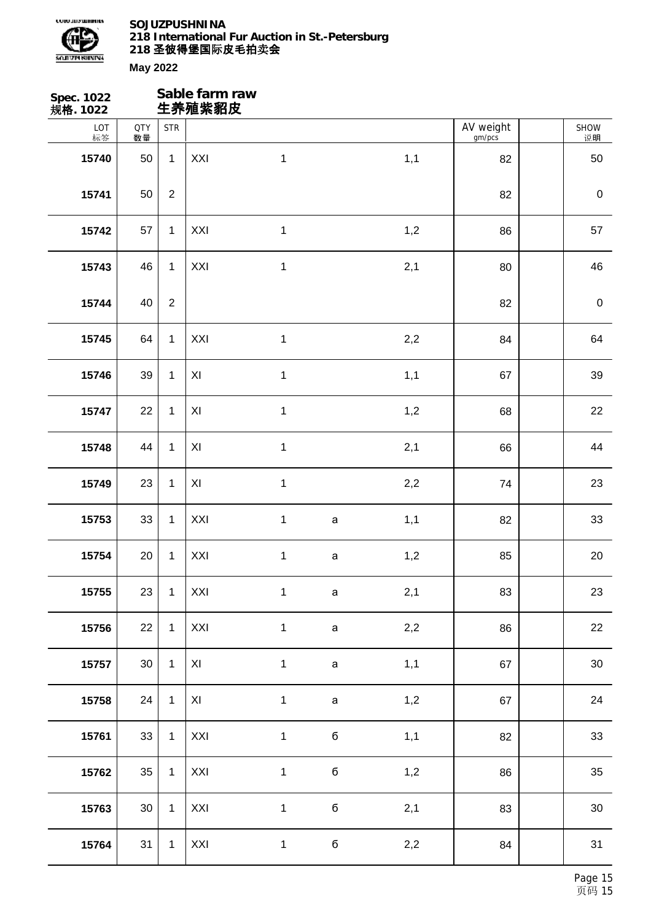**SOJUZPUSHNINA**
**218 International Fur Auction in St.-Petersburg**
**218 圣彼得堡国际皮毛拍卖会**
**May 2022**

**Spec. 1022**
**规格. 1022**

## Sable farm raw
## 生养殖紫貂皮

| LOT 标签 | QTY 数量 | STR | | | | | AV weight gm/pcs | | SHOW 说明 |
|---|---|---|---|---|---|---|---|---|---|
| **15740** | 50 | 1 | XXI | 1 | | 1,1 | 82 | | 50 |
| **15741** | 50 | 2 | | | | | 82 | | 0 |
| **15742** | 57 | 1 | XXI | 1 | | 1,2 | 86 | | 57 |
| **15743** | 46 | 1 | XXI | 1 | | 2,1 | 80 | | 46 |
| **15744** | 40 | 2 | | | | | 82 | | 0 |
| **15745** | 64 | 1 | XXI | 1 | | 2,2 | 84 | | 64 |
| **15746** | 39 | 1 | XI | 1 | | 1,1 | 67 | | 39 |
| **15747** | 22 | 1 | XI | 1 | | 1,2 | 68 | | 22 |
| **15748** | 44 | 1 | XI | 1 | | 2,1 | 66 | | 44 |
| **15749** | 23 | 1 | XI | 1 | | 2,2 | 74 | | 23 |
| **15753** | 33 | 1 | XXI | 1 | a | 1,1 | 82 | | 33 |
| **15754** | 20 | 1 | XXI | 1 | a | 1,2 | 85 | | 20 |
| **15755** | 23 | 1 | XXI | 1 | a | 2,1 | 83 | | 23 |
| **15756** | 22 | 1 | XXI | 1 | a | 2,2 | 86 | | 22 |
| **15757** | 30 | 1 | XI | 1 | a | 1,1 | 67 | | 30 |
| **15758** | 24 | 1 | XI | 1 | a | 1,2 | 67 | | 24 |
| **15761** | 33 | 1 | XXI | 1 | б | 1,1 | 82 | | 33 |
| **15762** | 35 | 1 | XXI | 1 | б | 1,2 | 86 | | 35 |
| **15763** | 30 | 1 | XXI | 1 | б | 2,1 | 83 | | 30 |
| **15764** | 31 | 1 | XXI | 1 | б | 2,2 | 84 | | 31 |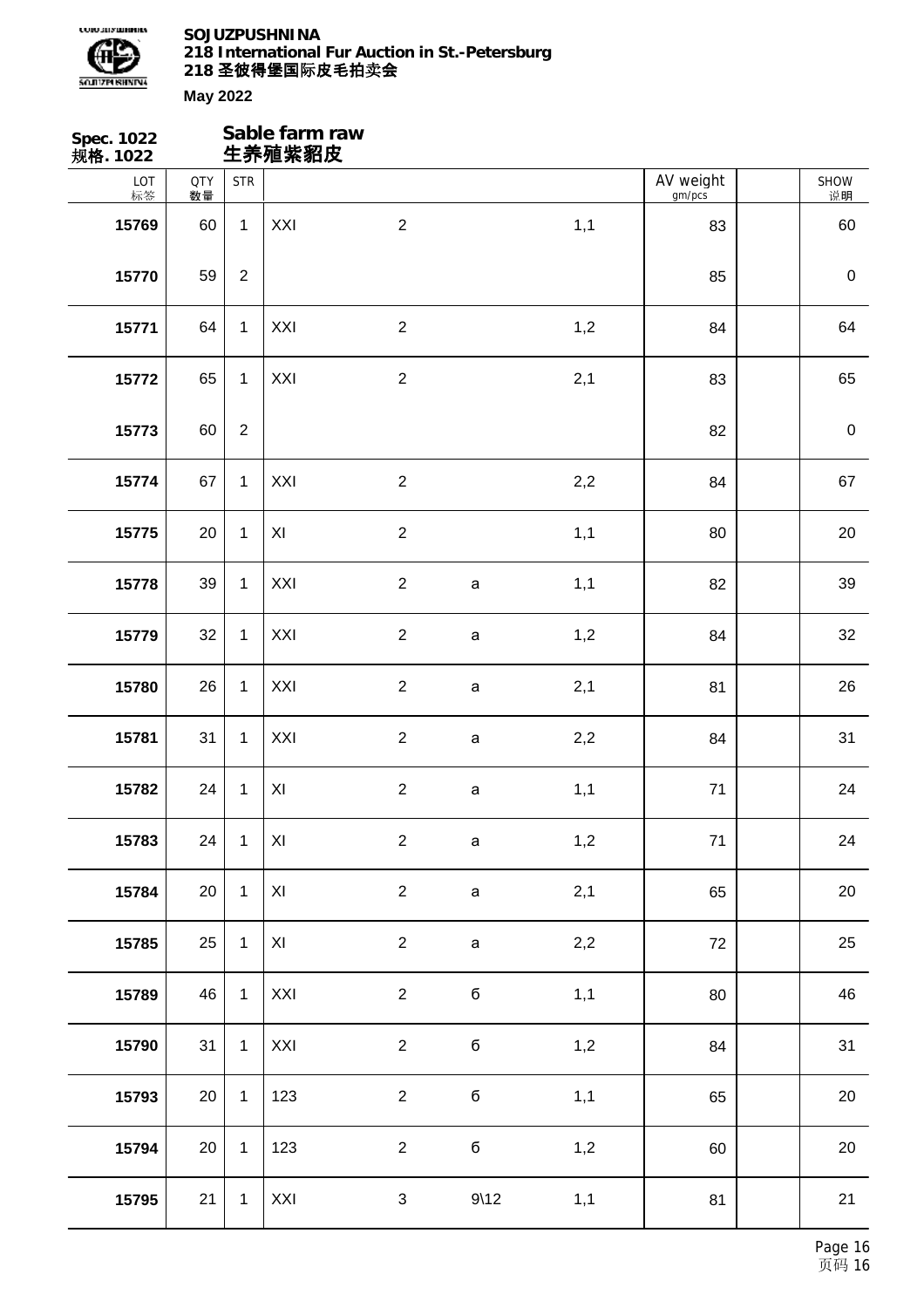**SOJUZPUSHNINA**
**218 International Fur Auction in St.-Petersburg**
**218 圣彼得堡国际皮毛拍卖会**
**May 2022**

**Spec. 1022**
**规格. 1022**

## Sable farm raw
## 生养殖紫貂皮

| LOT 标签 | QTY 数量 | STR | | | | | AV weight gm/pcs | | SHOW 说明 |
|---|---|---|---|---|---|---|---|---|---|
| 15769 | 60 | 1 | XXI | 2 | | 1,1 | 83 | | 60 |
| 15770 | 59 | 2 | | | | | 85 | | 0 |
| 15771 | 64 | 1 | XXI | 2 | | 1,2 | 84 | | 64 |
| 15772 | 65 | 1 | XXI | 2 | | 2,1 | 83 | | 65 |
| 15773 | 60 | 2 | | | | | 82 | | 0 |
| 15774 | 67 | 1 | XXI | 2 | | 2,2 | 84 | | 67 |
| 15775 | 20 | 1 | XI | 2 | | 1,1 | 80 | | 20 |
| 15778 | 39 | 1 | XXI | 2 | a | 1,1 | 82 | | 39 |
| 15779 | 32 | 1 | XXI | 2 | a | 1,2 | 84 | | 32 |
| 15780 | 26 | 1 | XXI | 2 | a | 2,1 | 81 | | 26 |
| 15781 | 31 | 1 | XXI | 2 | a | 2,2 | 84 | | 31 |
| 15782 | 24 | 1 | XI | 2 | a | 1,1 | 71 | | 24 |
| 15783 | 24 | 1 | XI | 2 | a | 1,2 | 71 | | 24 |
| 15784 | 20 | 1 | XI | 2 | a | 2,1 | 65 | | 20 |
| 15785 | 25 | 1 | XI | 2 | a | 2,2 | 72 | | 25 |
| 15789 | 46 | 1 | XXI | 2 | б | 1,1 | 80 | | 46 |
| 15790 | 31 | 1 | XXI | 2 | б | 1,2 | 84 | | 31 |
| 15793 | 20 | 1 | 123 | 2 | б | 1,1 | 65 | | 20 |
| 15794 | 20 | 1 | 123 | 2 | б | 1,2 | 60 | | 20 |
| 15795 | 21 | 1 | XXI | 3 | 9\12 | 1,1 | 81 | | 21 |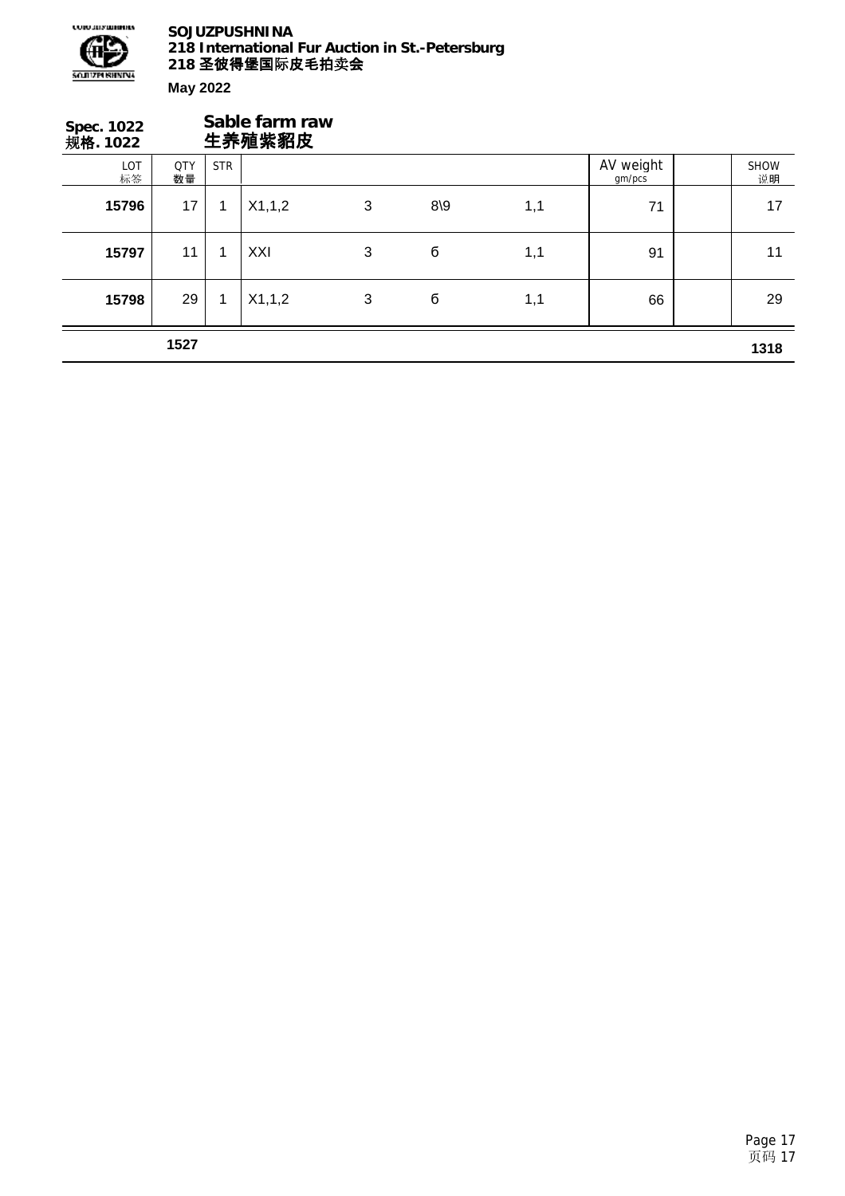**SOJUZPUSHNINA**
**218 International Fur Auction in St.-Petersburg**
**218 圣彼得堡国际皮毛拍卖会**

**May 2022**

**Spec. 1022**
**规格. 1022**

## Sable farm raw
## 生养殖紫貂皮

| LOT 标签 | QTY 数量 | STR | | | | | AV weight gm/pcs | | SHOW 说明 |
|---|---|---|---|---|---|---|---|---|---|
| **15796** | 17 | 1 | X1,1,2 | 3 | 8\9 | 1,1 | 71 | | 17 |
| **15797** | 11 | 1 | XXI | 3 | б | 1,1 | 91 | | 11 |
| **15798** | 29 | 1 | X1,1,2 | 3 | б | 1,1 | 66 | | 29 |
| | **1527** | | | | | | | | **1318** |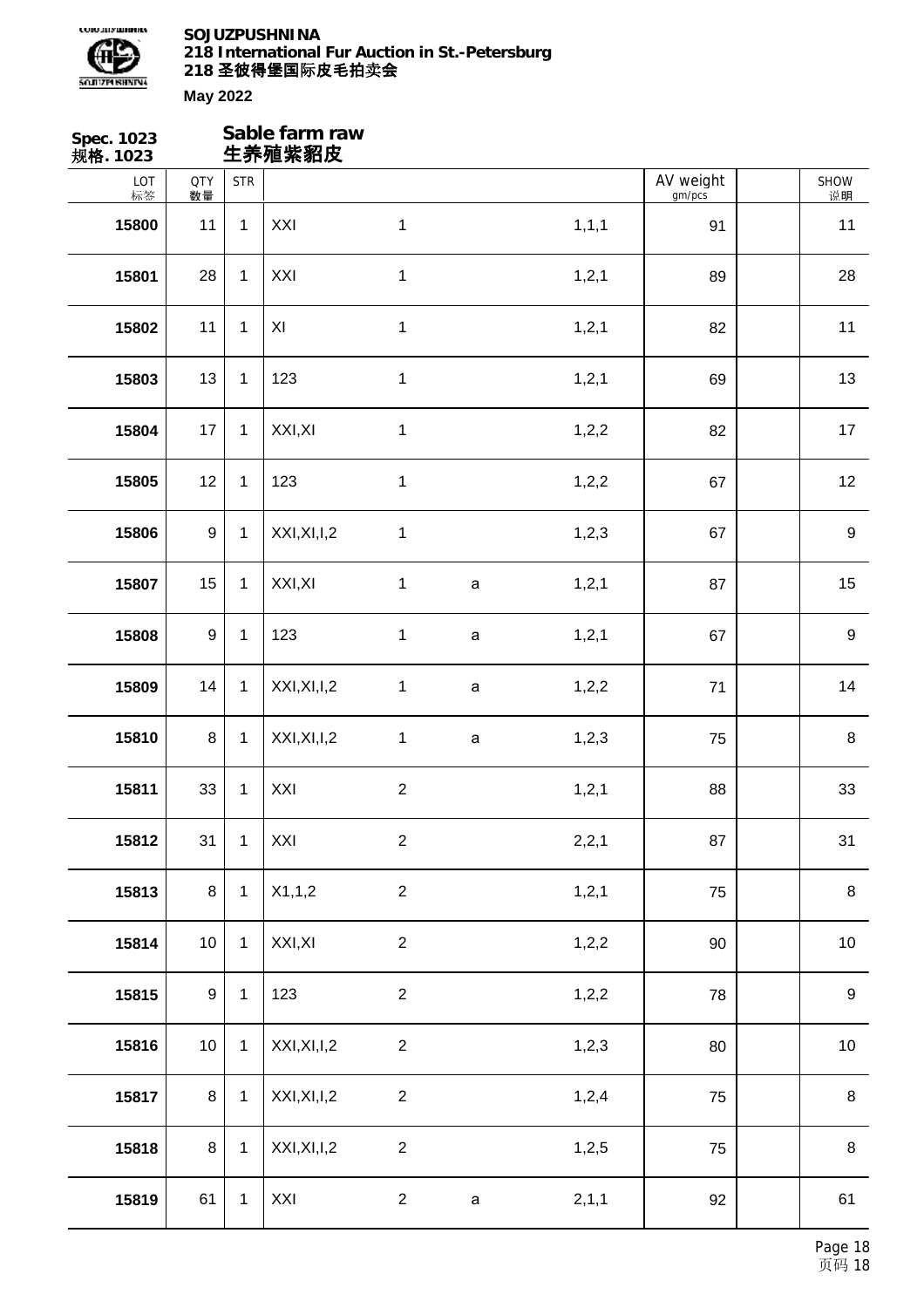**SOJUZPUSHNINA**
**218 International Fur Auction in St.-Petersburg**
**218 圣彼得堡国际皮毛拍卖会**

**May 2022**

**Spec. 1023**
**规格. 1023**

**Sable farm raw**
**生养殖紫貂皮**

| LOT 标签 | QTY 数量 | STR | | | | | AV weight gm/pcs | | SHOW 说明 |
|---|---|---|---|---|---|---|---|---|---|
| **15800** | 11 | 1 | XXI | 1 | | 1,1,1 | 91 | | 11 |
| **15801** | 28 | 1 | XXI | 1 | | 1,2,1 | 89 | | 28 |
| **15802** | 11 | 1 | XI | 1 | | 1,2,1 | 82 | | 11 |
| **15803** | 13 | 1 | 123 | 1 | | 1,2,1 | 69 | | 13 |
| **15804** | 17 | 1 | XXI,XI | 1 | | 1,2,2 | 82 | | 17 |
| **15805** | 12 | 1 | 123 | 1 | | 1,2,2 | 67 | | 12 |
| **15806** | 9 | 1 | XXI,XI,I,2 | 1 | | 1,2,3 | 67 | | 9 |
| **15807** | 15 | 1 | XXI,XI | 1 | a | 1,2,1 | 87 | | 15 |
| **15808** | 9 | 1 | 123 | 1 | a | 1,2,1 | 67 | | 9 |
| **15809** | 14 | 1 | XXI,XI,I,2 | 1 | a | 1,2,2 | 71 | | 14 |
| **15810** | 8 | 1 | XXI,XI,I,2 | 1 | a | 1,2,3 | 75 | | 8 |
| **15811** | 33 | 1 | XXI | 2 | | 1,2,1 | 88 | | 33 |
| **15812** | 31 | 1 | XXI | 2 | | 2,2,1 | 87 | | 31 |
| **15813** | 8 | 1 | X1,1,2 | 2 | | 1,2,1 | 75 | | 8 |
| **15814** | 10 | 1 | XXI,XI | 2 | | 1,2,2 | 90 | | 10 |
| **15815** | 9 | 1 | 123 | 2 | | 1,2,2 | 78 | | 9 |
| **15816** | 10 | 1 | XXI,XI,I,2 | 2 | | 1,2,3 | 80 | | 10 |
| **15817** | 8 | 1 | XXI,XI,I,2 | 2 | | 1,2,4 | 75 | | 8 |
| **15818** | 8 | 1 | XXI,XI,I,2 | 2 | | 1,2,5 | 75 | | 8 |
| **15819** | 61 | 1 | XXI | 2 | a | 2,1,1 | 92 | | 61 |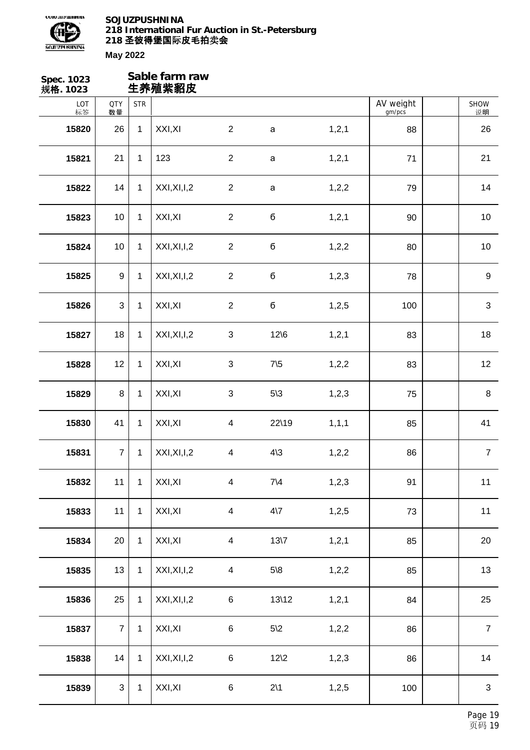**SOJUZPUSHNINA**
**218 International Fur Auction in St.-Petersburg**
**218 圣彼得堡国际皮毛拍卖会**
**May 2022**

**Spec. 1023**
**规格. 1023**

**Sable farm raw**
**生养殖紫貂皮**

| LOT 标签 | QTY 数量 | STR | | | | | AV weight gm/pcs | | SHOW 说明 |
|---|---|---|---|---|---|---|---|---|---|
| 15820 | 26 | 1 | XXI,XI | 2 | a | 1,2,1 | 88 | | 26 |
| 15821 | 21 | 1 | 123 | 2 | a | 1,2,1 | 71 | | 21 |
| 15822 | 14 | 1 | XXI,XI,I,2 | 2 | a | 1,2,2 | 79 | | 14 |
| 15823 | 10 | 1 | XXI,XI | 2 | б | 1,2,1 | 90 | | 10 |
| 15824 | 10 | 1 | XXI,XI,I,2 | 2 | б | 1,2,2 | 80 | | 10 |
| 15825 | 9 | 1 | XXI,XI,I,2 | 2 | б | 1,2,3 | 78 | | 9 |
| 15826 | 3 | 1 | XXI,XI | 2 | б | 1,2,5 | 100 | | 3 |
| 15827 | 18 | 1 | XXI,XI,I,2 | 3 | 12\6 | 1,2,1 | 83 | | 18 |
| 15828 | 12 | 1 | XXI,XI | 3 | 7\5 | 1,2,2 | 83 | | 12 |
| 15829 | 8 | 1 | XXI,XI | 3 | 5\3 | 1,2,3 | 75 | | 8 |
| 15830 | 41 | 1 | XXI,XI | 4 | 22\19 | 1,1,1 | 85 | | 41 |
| 15831 | 7 | 1 | XXI,XI,I,2 | 4 | 4\3 | 1,2,2 | 86 | | 7 |
| 15832 | 11 | 1 | XXI,XI | 4 | 7\4 | 1,2,3 | 91 | | 11 |
| 15833 | 11 | 1 | XXI,XI | 4 | 4\7 | 1,2,5 | 73 | | 11 |
| 15834 | 20 | 1 | XXI,XI | 4 | 13\7 | 1,2,1 | 85 | | 20 |
| 15835 | 13 | 1 | XXI,XI,I,2 | 4 | 5\8 | 1,2,2 | 85 | | 13 |
| 15836 | 25 | 1 | XXI,XI,I,2 | 6 | 13\12 | 1,2,1 | 84 | | 25 |
| 15837 | 7 | 1 | XXI,XI | 6 | 5\2 | 1,2,2 | 86 | | 7 |
| 15838 | 14 | 1 | XXI,XI,I,2 | 6 | 12\2 | 1,2,3 | 86 | | 14 |
| 15839 | 3 | 1 | XXI,XI | 6 | 2\1 | 1,2,5 | 100 | | 3 |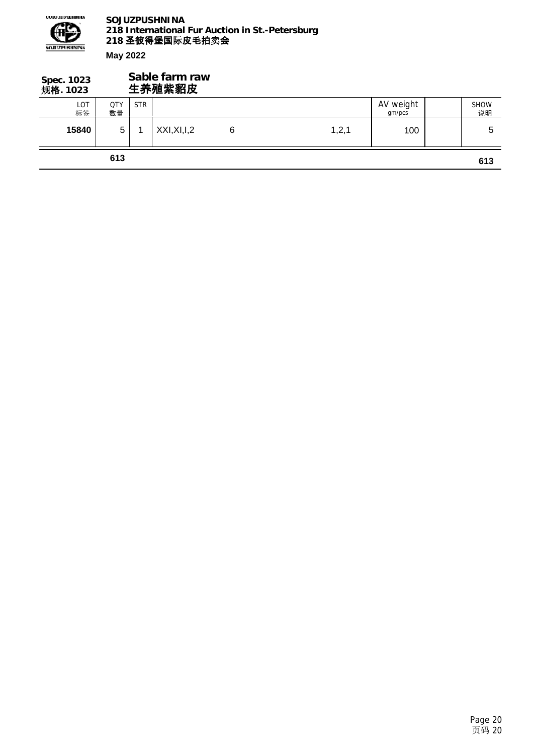**SOJUZPUSHNINA**
**218 International Fur Auction in St.-Petersburg**
**218 圣彼得堡国际皮毛拍卖会**

**May 2022**

## Spec. 1023 规格. 1023 — Sable farm raw 生养殖紫貂皮

| LOT 标签 | QTY 数量 | STR | | | | AV weight gm/pcs | | SHOW 说明 |
|---|---|---|---|---|---|---|---|---|
| **15840** | 5 | 1 | XXI,XI,I,2 | 6 | 1,2,1 | 100 | | 5 |
| | **613** | | | | | | | **613** |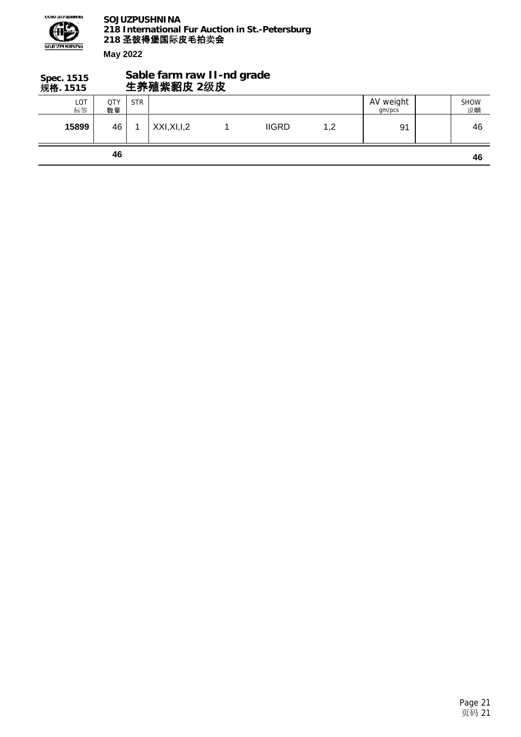**SOJUZPUSHNINA**
**218 International Fur Auction in St.-Petersburg**
**218 圣彼得堡国际皮毛拍卖会**

**May 2022**

## Spec. 1515 规格. 1515 — Sable farm raw II-nd grade 生养殖紫貂皮 2级皮

| LOT 标签 | QTY 数量 | STR | | | | | AV weight gm/pcs | | SHOW 说明 |
|---|---|---|---|---|---|---|---|---|---|
| **15899** | 46 | 1 | XXI,XI,I,2 | 1 | IIGRD | 1,2 | 91 | | 46 |
| | **46** | | | | | | | | **46** |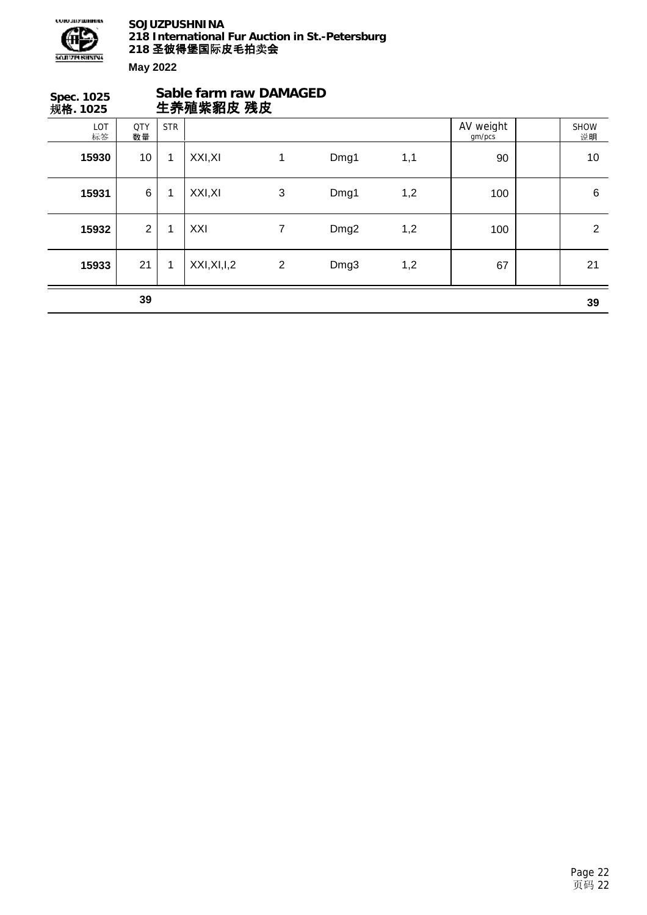**SOJUZPUSHNINA**
**218 International Fur Auction in St.-Petersburg**
**218 圣彼得堡国际皮毛拍卖会**

**May 2022**

**Spec. 1025**
**规格. 1025**

## Sable farm raw DAMAGED
## 生养殖紫貂皮 残皮

| LOT 标签 | QTY 数量 | STR | | | | | AV weight gm/pcs | | SHOW 说明 |
|---|---|---|---|---|---|---|---|---|---|
| 15930 | 10 | 1 | XXI,XI | 1 | Dmg1 | 1,1 | 90 | | 10 |
| 15931 | 6 | 1 | XXI,XI | 3 | Dmg1 | 1,2 | 100 | | 6 |
| 15932 | 2 | 1 | XXI | 7 | Dmg2 | 1,2 | 100 | | 2 |
| 15933 | 21 | 1 | XXI,XI,I,2 | 2 | Dmg3 | 1,2 | 67 | | 21 |
| | 39 | | | | | | | | 39 |